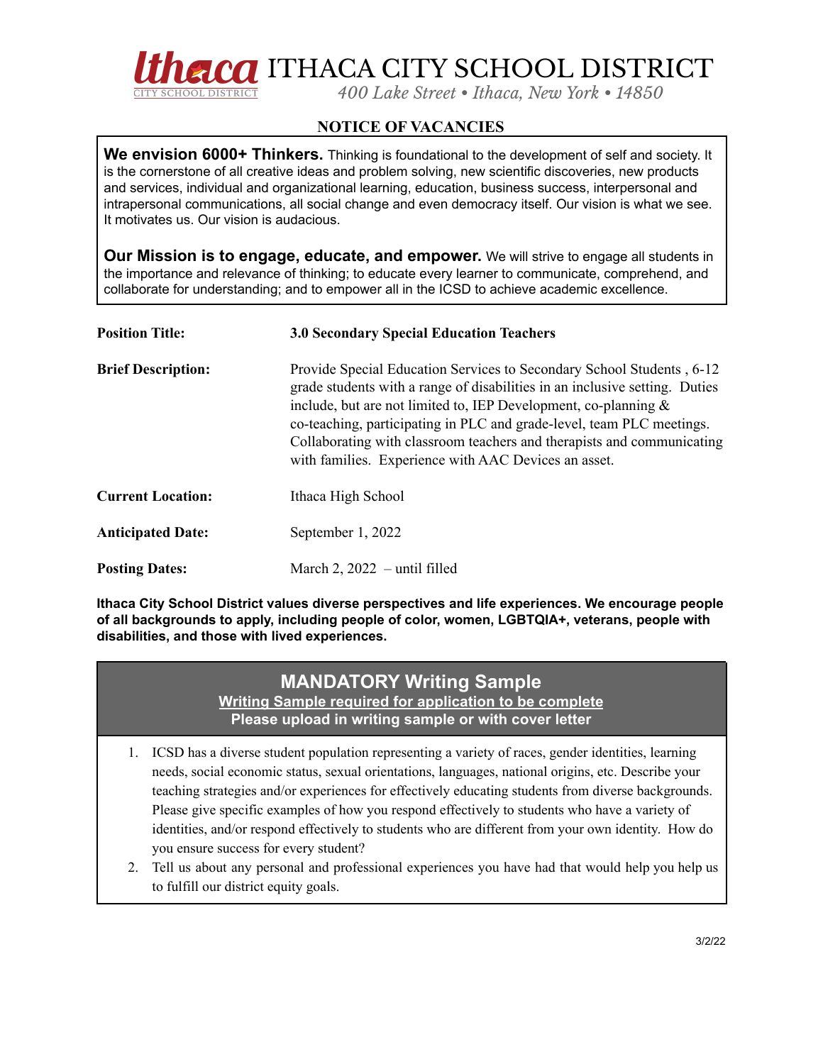# ITHACA CITY SCHOOL DISTRICT

*400 Lake Street • Ithaca, New York • 14850*

## NOTICE OF VACANCIES

**We envision 6000+ Thinkers.** Thinking is foundational to the development of self and society. It is the cornerstone of all creative ideas and problem solving, new scientific discoveries, new products and services, individual and organizational learning, education, business success, interpersonal and intrapersonal communications, all social change and even democracy itself. Our vision is what we see. It motivates us. Our vision is audacious.

**Our Mission is to engage, educate, and empower.** We will strive to engage all students in the importance and relevance of thinking; to educate every learner to communicate, comprehend, and collaborate for understanding; and to empower all in the ICSD to achieve academic excellence.

**Position Title:** **3.0 Secondary Special Education Teachers**

**Brief Description:** Provide Special Education Services to Secondary School Students , 6-12 grade students with a range of disabilities in an inclusive setting. Duties include, but are not limited to, IEP Development, co-planning & co-teaching, participating in PLC and grade-level, team PLC meetings. Collaborating with classroom teachers and therapists and communicating with families. Experience with AAC Devices an asset.

**Current Location:** Ithaca High School

**Anticipated Date:** September 1, 2022

**Posting Dates:** March 2, 2022 – until filled

**Ithaca City School District values diverse perspectives and life experiences. We encourage people of all backgrounds to apply, including people of color, women, LGBTQIA+, veterans, people with disabilities, and those with lived experiences.**

## MANDATORY Writing Sample

**Writing Sample required for application to be complete**

**Please upload in writing sample or with cover letter**

1. ICSD has a diverse student population representing a variety of races, gender identities, learning needs, social economic status, sexual orientations, languages, national origins, etc. Describe your teaching strategies and/or experiences for effectively educating students from diverse backgrounds. Please give specific examples of how you respond effectively to students who have a variety of identities, and/or respond effectively to students who are different from your own identity. How do you ensure success for every student?
2. Tell us about any personal and professional experiences you have had that would help you help us to fulfill our district equity goals.

3/2/22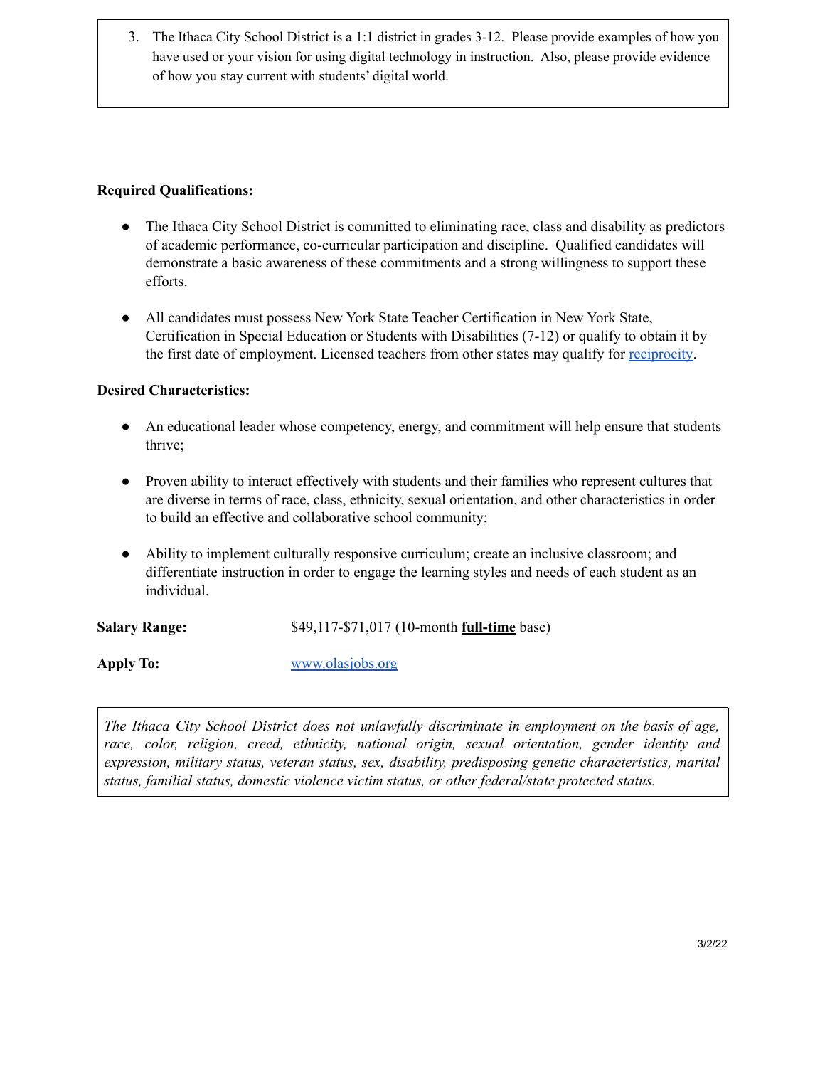3. The Ithaca City School District is a 1:1 district in grades 3-12. Please provide examples of how you have used or your vision for using digital technology in instruction. Also, please provide evidence of how you stay current with students' digital world.

**Required Qualifications:**

- The Ithaca City School District is committed to eliminating race, class and disability as predictors of academic performance, co-curricular participation and discipline. Qualified candidates will demonstrate a basic awareness of these commitments and a strong willingness to support these efforts.
- All candidates must possess New York State Teacher Certification in New York State, Certification in Special Education or Students with Disabilities (7-12) or qualify to obtain it by the first date of employment. Licensed teachers from other states may qualify for reciprocity.

**Desired Characteristics:**

- An educational leader whose competency, energy, and commitment will help ensure that students thrive;
- Proven ability to interact effectively with students and their families who represent cultures that are diverse in terms of race, class, ethnicity, sexual orientation, and other characteristics in order to build an effective and collaborative school community;
- Ability to implement culturally responsive curriculum; create an inclusive classroom; and differentiate instruction in order to engage the learning styles and needs of each student as an individual.

**Salary Range:** $49,117-$71,017 (10-month **full-time** base)

**Apply To:** www.olasjobs.org

*The Ithaca City School District does not unlawfully discriminate in employment on the basis of age, race, color, religion, creed, ethnicity, national origin, sexual orientation, gender identity and expression, military status, veteran status, sex, disability, predisposing genetic characteristics, marital status, familial status, domestic violence victim status, or other federal/state protected status.*

3/2/22